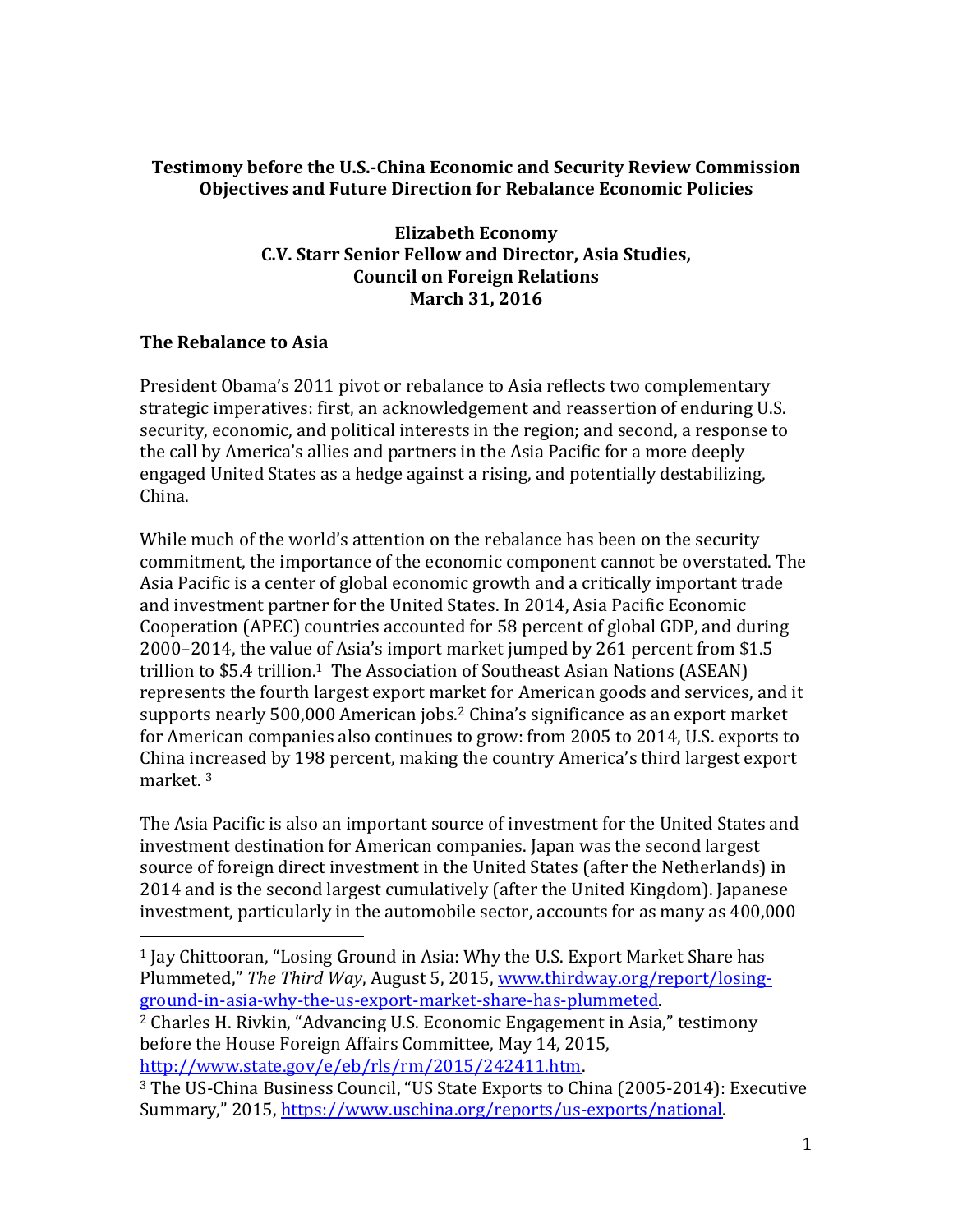**Testimony before the U.S.-China Economic and Security Review Commission**
**Objectives and Future Direction for Rebalance Economic Policies**

**Elizabeth Economy**
**C.V. Starr Senior Fellow and Director, Asia Studies,**
**Council on Foreign Relations**
**March 31, 2016**

## The Rebalance to Asia

President Obama's 2011 pivot or rebalance to Asia reflects two complementary strategic imperatives: first, an acknowledgement and reassertion of enduring U.S. security, economic, and political interests in the region; and second, a response to the call by America's allies and partners in the Asia Pacific for a more deeply engaged United States as a hedge against a rising, and potentially destabilizing, China.

While much of the world's attention on the rebalance has been on the security commitment, the importance of the economic component cannot be overstated. The Asia Pacific is a center of global economic growth and a critically important trade and investment partner for the United States. In 2014, Asia Pacific Economic Cooperation (APEC) countries accounted for 58 percent of global GDP, and during 2000–2014, the value of Asia's import market jumped by 261 percent from $1.5 trillion to $5.4 trillion.[1] The Association of Southeast Asian Nations (ASEAN) represents the fourth largest export market for American goods and services, and it supports nearly 500,000 American jobs.[2] China's significance as an export market for American companies also continues to grow: from 2005 to 2014, U.S. exports to China increased by 198 percent, making the country America's third largest export market. [3]

The Asia Pacific is also an important source of investment for the United States and investment destination for American companies. Japan was the second largest source of foreign direct investment in the United States (after the Netherlands) in 2014 and is the second largest cumulatively (after the United Kingdom). Japanese investment, particularly in the automobile sector, accounts for as many as 400,000

---

[1] Jay Chittooran, "Losing Ground in Asia: Why the U.S. Export Market Share has Plummeted," *The Third Way*, August 5, 2015, www.thirdway.org/report/losing-ground-in-asia-why-the-us-export-market-share-has-plummeted.

[2] Charles H. Rivkin, "Advancing U.S. Economic Engagement in Asia," testimony before the House Foreign Affairs Committee, May 14, 2015, http://www.state.gov/e/eb/rls/rm/2015/242411.htm.

[3] The US-China Business Council, "US State Exports to China (2005-2014): Executive Summary," 2015, https://www.uschina.org/reports/us-exports/national.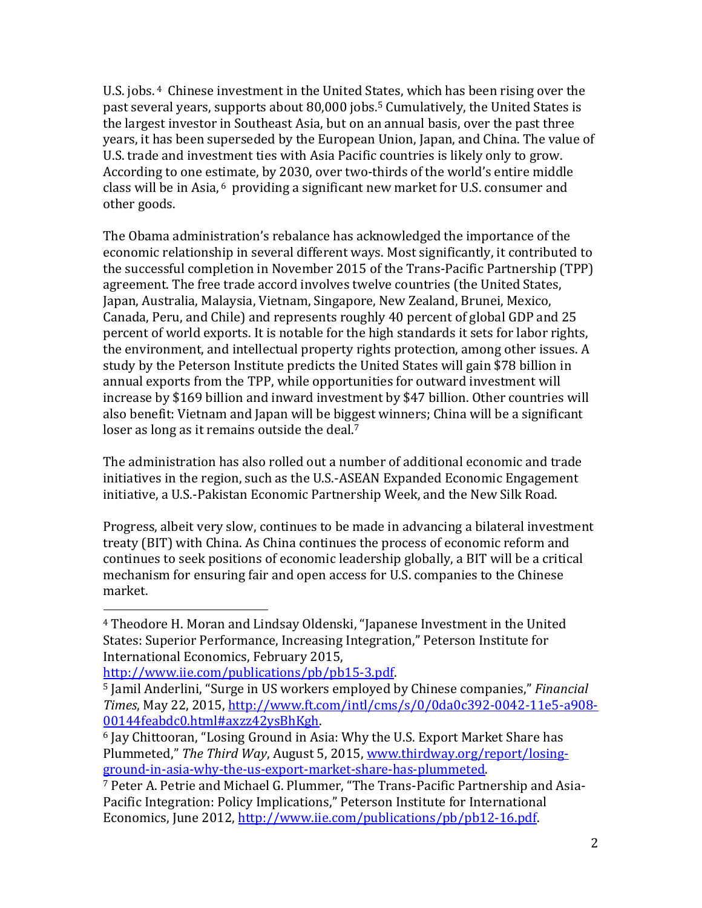U.S. jobs.[4] Chinese investment in the United States, which has been rising over the past several years, supports about 80,000 jobs.[5] Cumulatively, the United States is the largest investor in Southeast Asia, but on an annual basis, over the past three years, it has been superseded by the European Union, Japan, and China. The value of U.S. trade and investment ties with Asia Pacific countries is likely only to grow. According to one estimate, by 2030, over two-thirds of the world's entire middle class will be in Asia,[6] providing a significant new market for U.S. consumer and other goods.

The Obama administration's rebalance has acknowledged the importance of the economic relationship in several different ways. Most significantly, it contributed to the successful completion in November 2015 of the Trans-Pacific Partnership (TPP) agreement. The free trade accord involves twelve countries (the United States, Japan, Australia, Malaysia, Vietnam, Singapore, New Zealand, Brunei, Mexico, Canada, Peru, and Chile) and represents roughly 40 percent of global GDP and 25 percent of world exports. It is notable for the high standards it sets for labor rights, the environment, and intellectual property rights protection, among other issues. A study by the Peterson Institute predicts the United States will gain $78 billion in annual exports from the TPP, while opportunities for outward investment will increase by $169 billion and inward investment by $47 billion. Other countries will also benefit: Vietnam and Japan will be biggest winners; China will be a significant loser as long as it remains outside the deal.[7]

The administration has also rolled out a number of additional economic and trade initiatives in the region, such as the U.S.-ASEAN Expanded Economic Engagement initiative, a U.S.-Pakistan Economic Partnership Week, and the New Silk Road.

Progress, albeit very slow, continues to be made in advancing a bilateral investment treaty (BIT) with China. As China continues the process of economic reform and continues to seek positions of economic leadership globally, a BIT will be a critical mechanism for ensuring fair and open access for U.S. companies to the Chinese market.

---

[4] Theodore H. Moran and Lindsay Oldenski, "Japanese Investment in the United States: Superior Performance, Increasing Integration," Peterson Institute for International Economics, February 2015, http://www.iie.com/publications/pb/pb15-3.pdf.

[5] Jamil Anderlini, "Surge in US workers employed by Chinese companies," *Financial Times*, May 22, 2015, http://www.ft.com/intl/cms/s/0/0da0c392-0042-11e5-a908-00144feabdc0.html#axzz42ysBhKgh.

[6] Jay Chittooran, "Losing Ground in Asia: Why the U.S. Export Market Share has Plummeted," *The Third Way*, August 5, 2015, www.thirdway.org/report/losing-ground-in-asia-why-the-us-export-market-share-has-plummeted.

[7] Peter A. Petrie and Michael G. Plummer, "The Trans-Pacific Partnership and Asia-Pacific Integration: Policy Implications," Peterson Institute for International Economics, June 2012, http://www.iie.com/publications/pb/pb12-16.pdf.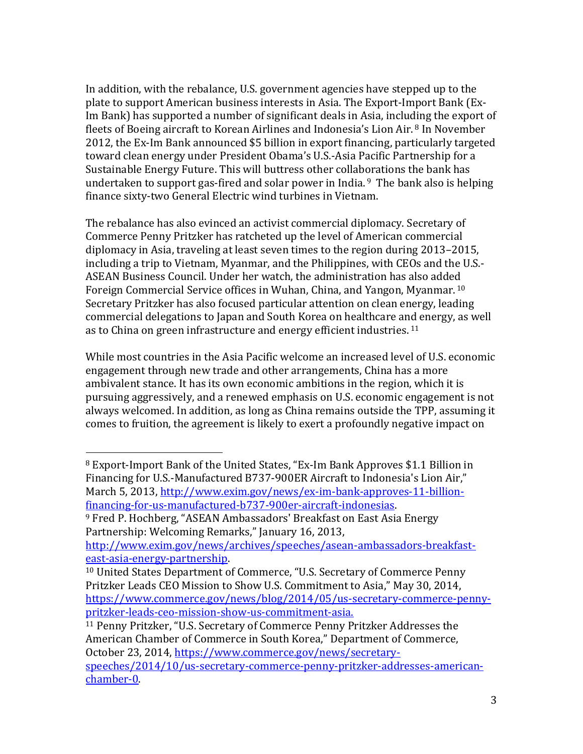In addition, with the rebalance, U.S. government agencies have stepped up to the plate to support American business interests in Asia. The Export-Import Bank (Ex-Im Bank) has supported a number of significant deals in Asia, including the export of fleets of Boeing aircraft to Korean Airlines and Indonesia's Lion Air.[8] In November 2012, the Ex-Im Bank announced $5 billion in export financing, particularly targeted toward clean energy under President Obama's U.S.-Asia Pacific Partnership for a Sustainable Energy Future. This will buttress other collaborations the bank has undertaken to support gas-fired and solar power in India.[9] The bank also is helping finance sixty-two General Electric wind turbines in Vietnam.

The rebalance has also evinced an activist commercial diplomacy. Secretary of Commerce Penny Pritzker has ratcheted up the level of American commercial diplomacy in Asia, traveling at least seven times to the region during 2013–2015, including a trip to Vietnam, Myanmar, and the Philippines, with CEOs and the U.S.-ASEAN Business Council. Under her watch, the administration has also added Foreign Commercial Service offices in Wuhan, China, and Yangon, Myanmar.[10] Secretary Pritzker has also focused particular attention on clean energy, leading commercial delegations to Japan and South Korea on healthcare and energy, as well as to China on green infrastructure and energy efficient industries.[11]

While most countries in the Asia Pacific welcome an increased level of U.S. economic engagement through new trade and other arrangements, China has a more ambivalent stance. It has its own economic ambitions in the region, which it is pursuing aggressively, and a renewed emphasis on U.S. economic engagement is not always welcomed. In addition, as long as China remains outside the TPP, assuming it comes to fruition, the agreement is likely to exert a profoundly negative impact on

---

[8] Export-Import Bank of the United States, "Ex-Im Bank Approves $1.1 Billion in Financing for U.S.-Manufactured B737-900ER Aircraft to Indonesia's Lion Air," March 5, 2013, http://www.exim.gov/news/ex-im-bank-approves-11-billion-financing-for-us-manufactured-b737-900er-aircraft-indonesias.

[9] Fred P. Hochberg, "ASEAN Ambassadors' Breakfast on East Asia Energy Partnership: Welcoming Remarks," January 16, 2013, http://www.exim.gov/news/archives/speeches/asean-ambassadors-breakfast-east-asia-energy-partnership.

[10] United States Department of Commerce, "U.S. Secretary of Commerce Penny Pritzker Leads CEO Mission to Show U.S. Commitment to Asia," May 30, 2014, https://www.commerce.gov/news/blog/2014/05/us-secretary-commerce-penny-pritzker-leads-ceo-mission-show-us-commitment-asia.

[11] Penny Pritzker, "U.S. Secretary of Commerce Penny Pritzker Addresses the American Chamber of Commerce in South Korea," Department of Commerce, October 23, 2014, https://www.commerce.gov/news/secretary-speeches/2014/10/us-secretary-commerce-penny-pritzker-addresses-american-chamber-0.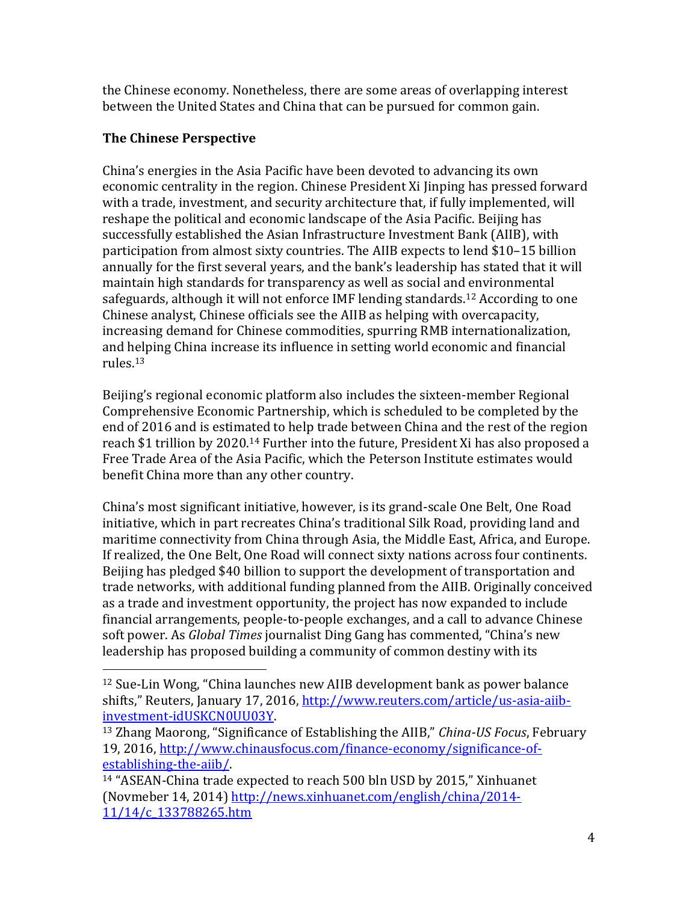the Chinese economy. Nonetheless, there are some areas of overlapping interest between the United States and China that can be pursued for common gain.

**The Chinese Perspective**

China's energies in the Asia Pacific have been devoted to advancing its own economic centrality in the region. Chinese President Xi Jinping has pressed forward with a trade, investment, and security architecture that, if fully implemented, will reshape the political and economic landscape of the Asia Pacific. Beijing has successfully established the Asian Infrastructure Investment Bank (AIIB), with participation from almost sixty countries. The AIIB expects to lend $10–15 billion annually for the first several years, and the bank's leadership has stated that it will maintain high standards for transparency as well as social and environmental safeguards, although it will not enforce IMF lending standards.[12] According to one Chinese analyst, Chinese officials see the AIIB as helping with overcapacity, increasing demand for Chinese commodities, spurring RMB internationalization, and helping China increase its influence in setting world economic and financial rules.[13]

Beijing's regional economic platform also includes the sixteen-member Regional Comprehensive Economic Partnership, which is scheduled to be completed by the end of 2016 and is estimated to help trade between China and the rest of the region reach $1 trillion by 2020.[14] Further into the future, President Xi has also proposed a Free Trade Area of the Asia Pacific, which the Peterson Institute estimates would benefit China more than any other country.

China's most significant initiative, however, is its grand-scale One Belt, One Road initiative, which in part recreates China's traditional Silk Road, providing land and maritime connectivity from China through Asia, the Middle East, Africa, and Europe. If realized, the One Belt, One Road will connect sixty nations across four continents. Beijing has pledged $40 billion to support the development of transportation and trade networks, with additional funding planned from the AIIB. Originally conceived as a trade and investment opportunity, the project has now expanded to include financial arrangements, people-to-people exchanges, and a call to advance Chinese soft power. As *Global Times* journalist Ding Gang has commented, "China's new leadership has proposed building a community of common destiny with its

---

[12] Sue-Lin Wong, "China launches new AIIB development bank as power balance shifts," Reuters, January 17, 2016, http://www.reuters.com/article/us-asia-aiib-investment-idUSKCN0UU03Y.

[13] Zhang Maorong, "Significance of Establishing the AIIB," *China-US Focus*, February 19, 2016, http://www.chinausfocus.com/finance-economy/significance-of-establishing-the-aiib/.

[14] "ASEAN-China trade expected to reach 500 bln USD by 2015," Xinhuanet (Novmeber 14, 2014) http://news.xinhuanet.com/english/china/2014-11/14/c_133788265.htm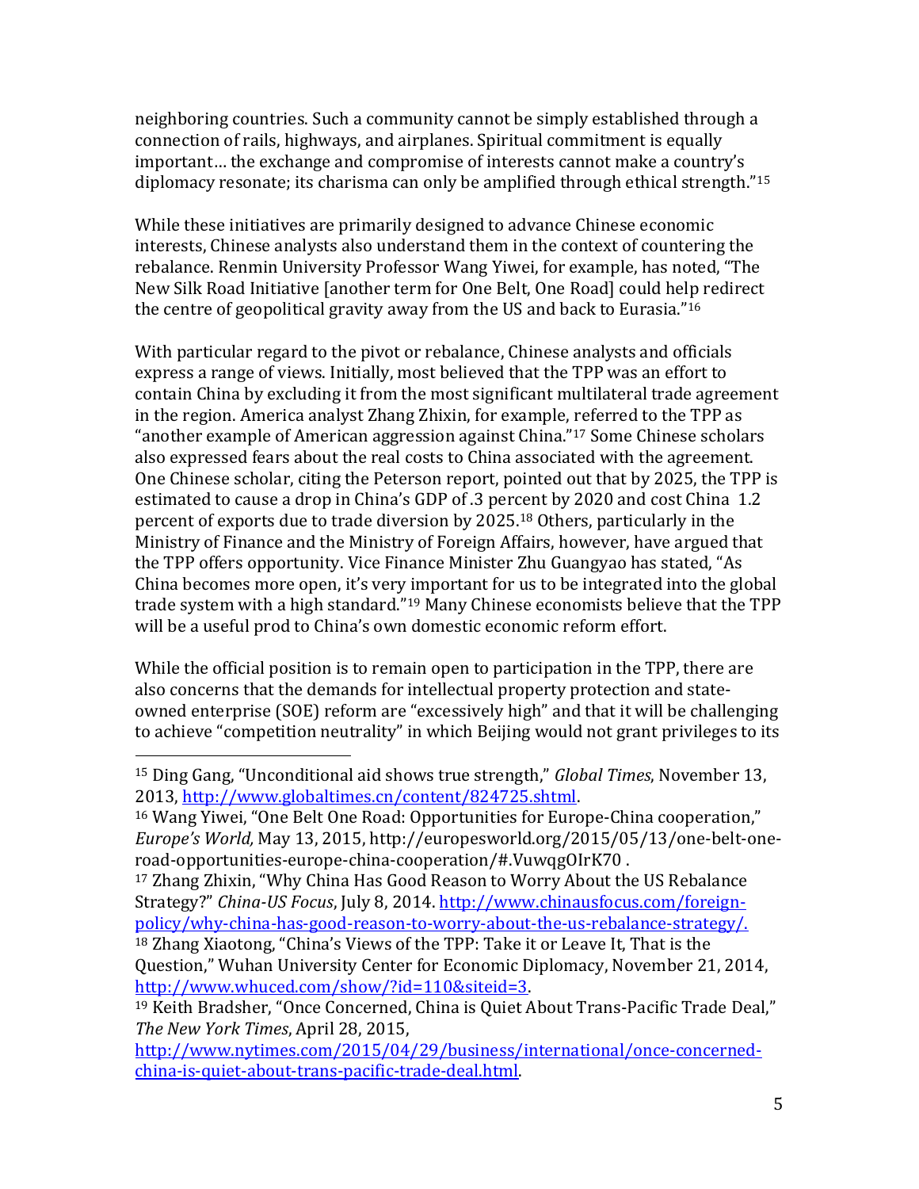neighboring countries. Such a community cannot be simply established through a connection of rails, highways, and airplanes. Spiritual commitment is equally important… the exchange and compromise of interests cannot make a country's diplomacy resonate; its charisma can only be amplified through ethical strength."[15]

While these initiatives are primarily designed to advance Chinese economic interests, Chinese analysts also understand them in the context of countering the rebalance. Renmin University Professor Wang Yiwei, for example, has noted, "The New Silk Road Initiative [another term for One Belt, One Road] could help redirect the centre of geopolitical gravity away from the US and back to Eurasia."[16]

With particular regard to the pivot or rebalance, Chinese analysts and officials express a range of views. Initially, most believed that the TPP was an effort to contain China by excluding it from the most significant multilateral trade agreement in the region. America analyst Zhang Zhixin, for example, referred to the TPP as "another example of American aggression against China."[17] Some Chinese scholars also expressed fears about the real costs to China associated with the agreement. One Chinese scholar, citing the Peterson report, pointed out that by 2025, the TPP is estimated to cause a drop in China's GDP of .3 percent by 2020 and cost China 1.2 percent of exports due to trade diversion by 2025.[18] Others, particularly in the Ministry of Finance and the Ministry of Foreign Affairs, however, have argued that the TPP offers opportunity. Vice Finance Minister Zhu Guangyao has stated, "As China becomes more open, it's very important for us to be integrated into the global trade system with a high standard."[19] Many Chinese economists believe that the TPP will be a useful prod to China's own domestic economic reform effort.

While the official position is to remain open to participation in the TPP, there are also concerns that the demands for intellectual property protection and state-owned enterprise (SOE) reform are "excessively high" and that it will be challenging to achieve "competition neutrality" in which Beijing would not grant privileges to its

---

[15] Ding Gang, "Unconditional aid shows true strength," *Global Times*, November 13, 2013, http://www.globaltimes.cn/content/824725.shtml.

[16] Wang Yiwei, "One Belt One Road: Opportunities for Europe-China cooperation," *Europe's World,* May 13, 2015, http://europesworld.org/2015/05/13/one-belt-one-road-opportunities-europe-china-cooperation/#.VuwqgOIrK70 .

[17] Zhang Zhixin, "Why China Has Good Reason to Worry About the US Rebalance Strategy?" *China-US Focus*, July 8, 2014. http://www.chinausfocus.com/foreign-policy/why-china-has-good-reason-to-worry-about-the-us-rebalance-strategy/.

[18] Zhang Xiaotong, "China's Views of the TPP: Take it or Leave It, That is the Question," Wuhan University Center for Economic Diplomacy, November 21, 2014, http://www.whuced.com/show/?id=110&siteid=3.

[19] Keith Bradsher, "Once Concerned, China is Quiet About Trans-Pacific Trade Deal," *The New York Times*, April 28, 2015, http://www.nytimes.com/2015/04/29/business/international/once-concerned-china-is-quiet-about-trans-pacific-trade-deal.html.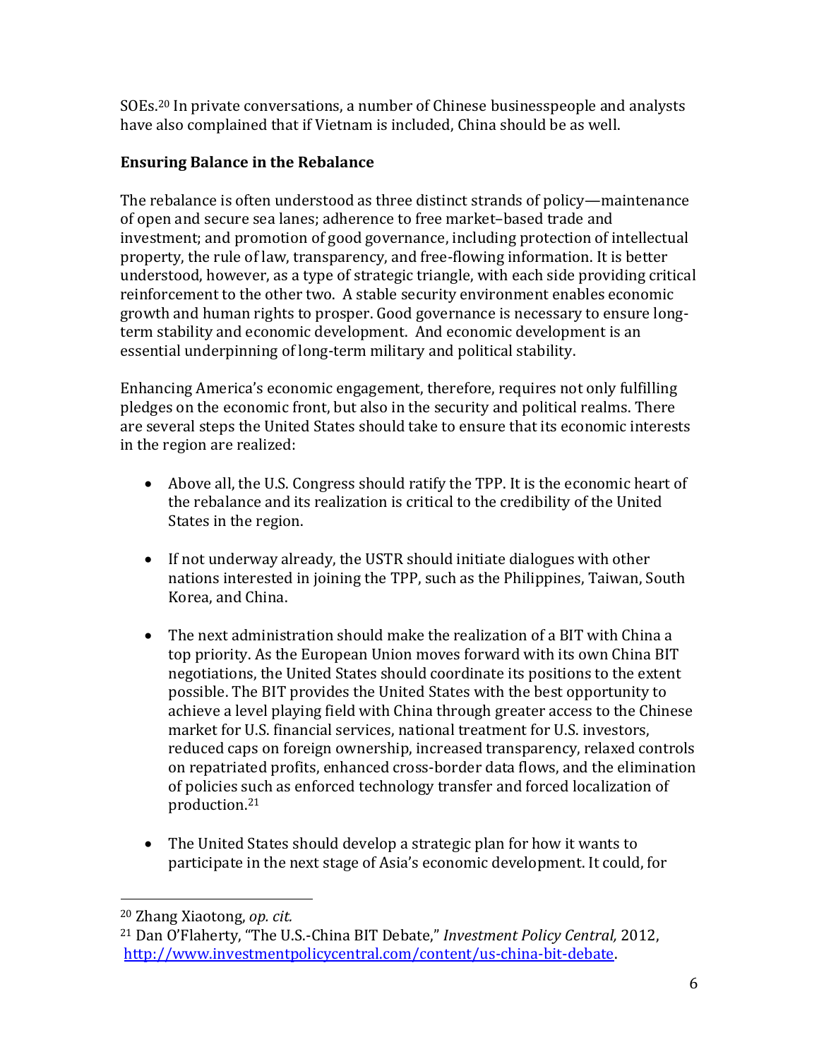SOEs.[20] In private conversations, a number of Chinese businesspeople and analysts have also complained that if Vietnam is included, China should be as well.

**Ensuring Balance in the Rebalance**

The rebalance is often understood as three distinct strands of policy—maintenance of open and secure sea lanes; adherence to free market–based trade and investment; and promotion of good governance, including protection of intellectual property, the rule of law, transparency, and free-flowing information. It is better understood, however, as a type of strategic triangle, with each side providing critical reinforcement to the other two. A stable security environment enables economic growth and human rights to prosper. Good governance is necessary to ensure long-term stability and economic development. And economic development is an essential underpinning of long-term military and political stability.

Enhancing America's economic engagement, therefore, requires not only fulfilling pledges on the economic front, but also in the security and political realms. There are several steps the United States should take to ensure that its economic interests in the region are realized:

- Above all, the U.S. Congress should ratify the TPP. It is the economic heart of the rebalance and its realization is critical to the credibility of the United States in the region.

- If not underway already, the USTR should initiate dialogues with other nations interested in joining the TPP, such as the Philippines, Taiwan, South Korea, and China.

- The next administration should make the realization of a BIT with China a top priority. As the European Union moves forward with its own China BIT negotiations, the United States should coordinate its positions to the extent possible. The BIT provides the United States with the best opportunity to achieve a level playing field with China through greater access to the Chinese market for U.S. financial services, national treatment for U.S. investors, reduced caps on foreign ownership, increased transparency, relaxed controls on repatriated profits, enhanced cross-border data flows, and the elimination of policies such as enforced technology transfer and forced localization of production.[21]

- The United States should develop a strategic plan for how it wants to participate in the next stage of Asia's economic development. It could, for

---

[20] Zhang Xiaotong, *op. cit.*

[21] Dan O'Flaherty, "The U.S.-China BIT Debate," *Investment Policy Central,* 2012, http://www.investmentpolicycentral.com/content/us-china-bit-debate.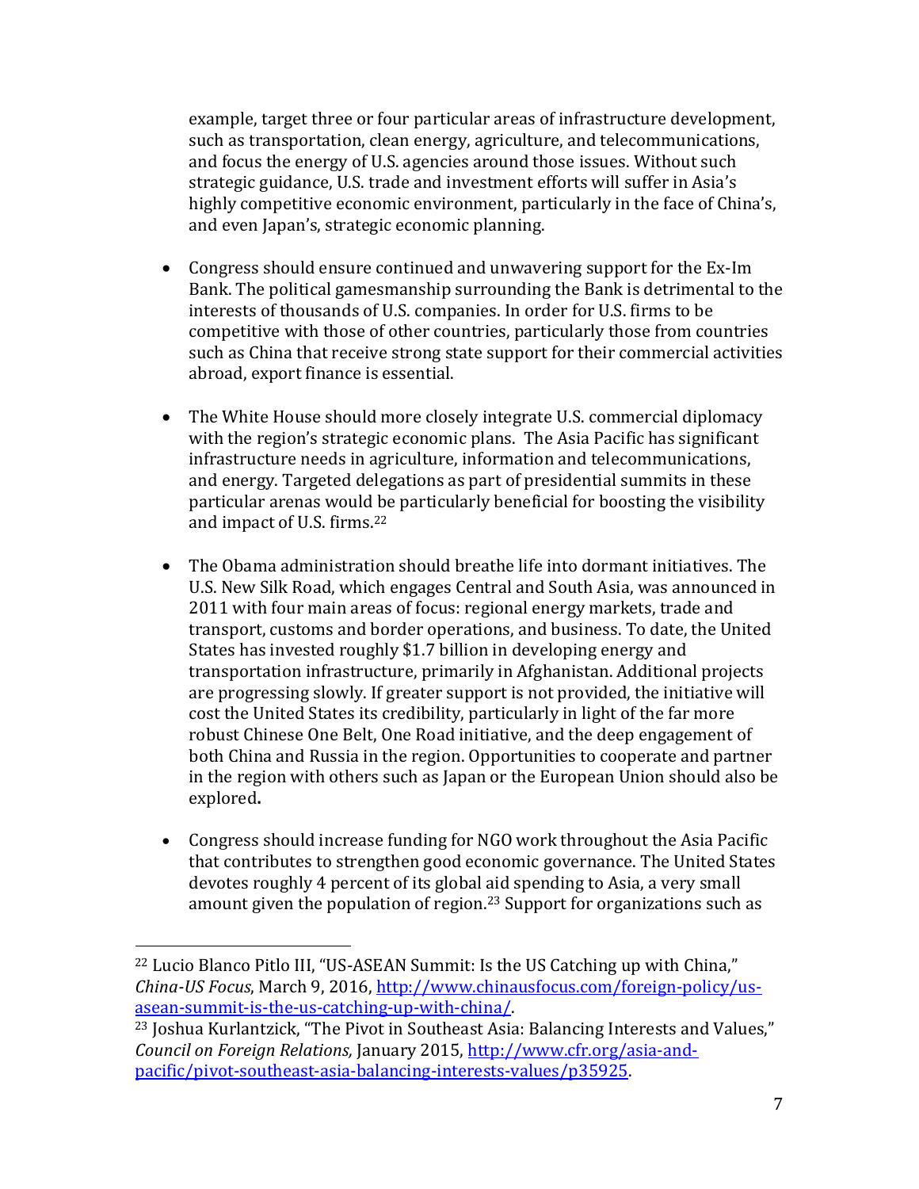example, target three or four particular areas of infrastructure development, such as transportation, clean energy, agriculture, and telecommunications, and focus the energy of U.S. agencies around those issues. Without such strategic guidance, U.S. trade and investment efforts will suffer in Asia's highly competitive economic environment, particularly in the face of China's, and even Japan's, strategic economic planning.

- Congress should ensure continued and unwavering support for the Ex-Im Bank. The political gamesmanship surrounding the Bank is detrimental to the interests of thousands of U.S. companies. In order for U.S. firms to be competitive with those of other countries, particularly those from countries such as China that receive strong state support for their commercial activities abroad, export finance is essential.

- The White House should more closely integrate U.S. commercial diplomacy with the region's strategic economic plans. The Asia Pacific has significant infrastructure needs in agriculture, information and telecommunications, and energy. Targeted delegations as part of presidential summits in these particular arenas would be particularly beneficial for boosting the visibility and impact of U.S. firms.[22]

- The Obama administration should breathe life into dormant initiatives. The U.S. New Silk Road, which engages Central and South Asia, was announced in 2011 with four main areas of focus: regional energy markets, trade and transport, customs and border operations, and business. To date, the United States has invested roughly $1.7 billion in developing energy and transportation infrastructure, primarily in Afghanistan. Additional projects are progressing slowly. If greater support is not provided, the initiative will cost the United States its credibility, particularly in light of the far more robust Chinese One Belt, One Road initiative, and the deep engagement of both China and Russia in the region. Opportunities to cooperate and partner in the region with others such as Japan or the European Union should also be explored**.**

- Congress should increase funding for NGO work throughout the Asia Pacific that contributes to strengthen good economic governance. The United States devotes roughly 4 percent of its global aid spending to Asia, a very small amount given the population of region.[23] Support for organizations such as

---

[22] Lucio Blanco Pitlo III, "US-ASEAN Summit: Is the US Catching up with China," *China-US Focus*, March 9, 2016, http://www.chinausfocus.com/foreign-policy/us-asean-summit-is-the-us-catching-up-with-china/.

[23] Joshua Kurlantzick, "The Pivot in Southeast Asia: Balancing Interests and Values," *Council on Foreign Relations,* January 2015, http://www.cfr.org/asia-and-pacific/pivot-southeast-asia-balancing-interests-values/p35925.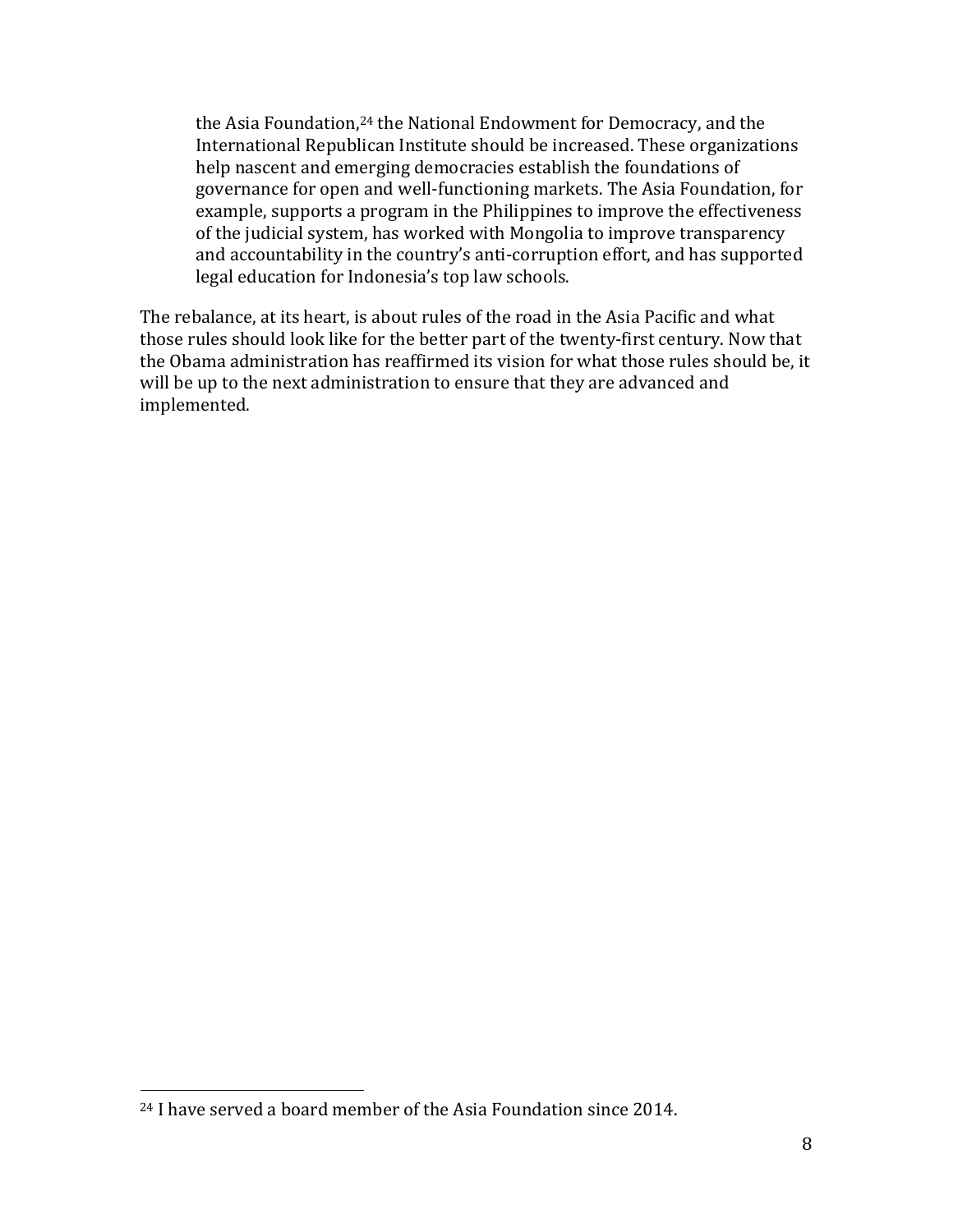the Asia Foundation,[24] the National Endowment for Democracy, and the International Republican Institute should be increased. These organizations help nascent and emerging democracies establish the foundations of governance for open and well-functioning markets. The Asia Foundation, for example, supports a program in the Philippines to improve the effectiveness of the judicial system, has worked with Mongolia to improve transparency and accountability in the country's anti-corruption effort, and has supported legal education for Indonesia's top law schools.

The rebalance, at its heart, is about rules of the road in the Asia Pacific and what those rules should look like for the better part of the twenty-first century. Now that the Obama administration has reaffirmed its vision for what those rules should be, it will be up to the next administration to ensure that they are advanced and implemented.

---

[24] I have served a board member of the Asia Foundation since 2014.